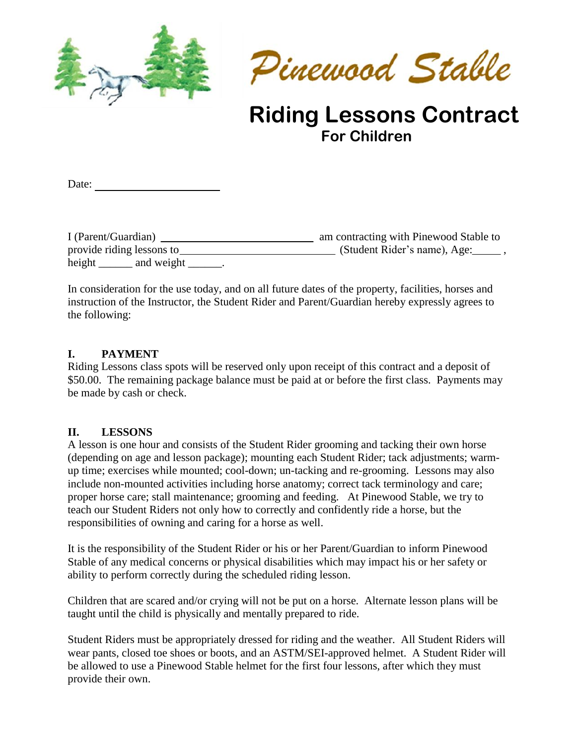Pinewood Stable

# Riding Lessons Contract

## For Children

Date: ______________________

I (Parent/Guardian) __________________________ am contracting with Pinewood Stable to provide riding lessons to__________________________ (Student Rider's name), Age:_____ , height ______ and weight ______.

In consideration for the use today, and on all future dates of the property, facilities, horses and instruction of the Instructor, the Student Rider and Parent/Guardian hereby expressly agrees to the following:

### I. PAYMENT

Riding Lessons class spots will be reserved only upon receipt of this contract and a deposit of $50.00. The remaining package balance must be paid at or before the first class. Payments may be made by cash or check.

### II. LESSONS

A lesson is one hour and consists of the Student Rider grooming and tacking their own horse (depending on age and lesson package); mounting each Student Rider; tack adjustments; warm-up time; exercises while mounted; cool-down; un-tacking and re-grooming. Lessons may also include non-mounted activities including horse anatomy; correct tack terminology and care; proper horse care; stall maintenance; grooming and feeding. At Pinewood Stable, we try to teach our Student Riders not only how to correctly and confidently ride a horse, but the responsibilities of owning and caring for a horse as well.

It is the responsibility of the Student Rider or his or her Parent/Guardian to inform Pinewood Stable of any medical concerns or physical disabilities which may impact his or her safety or ability to perform correctly during the scheduled riding lesson.

Children that are scared and/or crying will not be put on a horse. Alternate lesson plans will be taught until the child is physically and mentally prepared to ride.

Student Riders must be appropriately dressed for riding and the weather. All Student Riders will wear pants, closed toe shoes or boots, and an ASTM/SEI-approved helmet. A Student Rider will be allowed to use a Pinewood Stable helmet for the first four lessons, after which they must provide their own.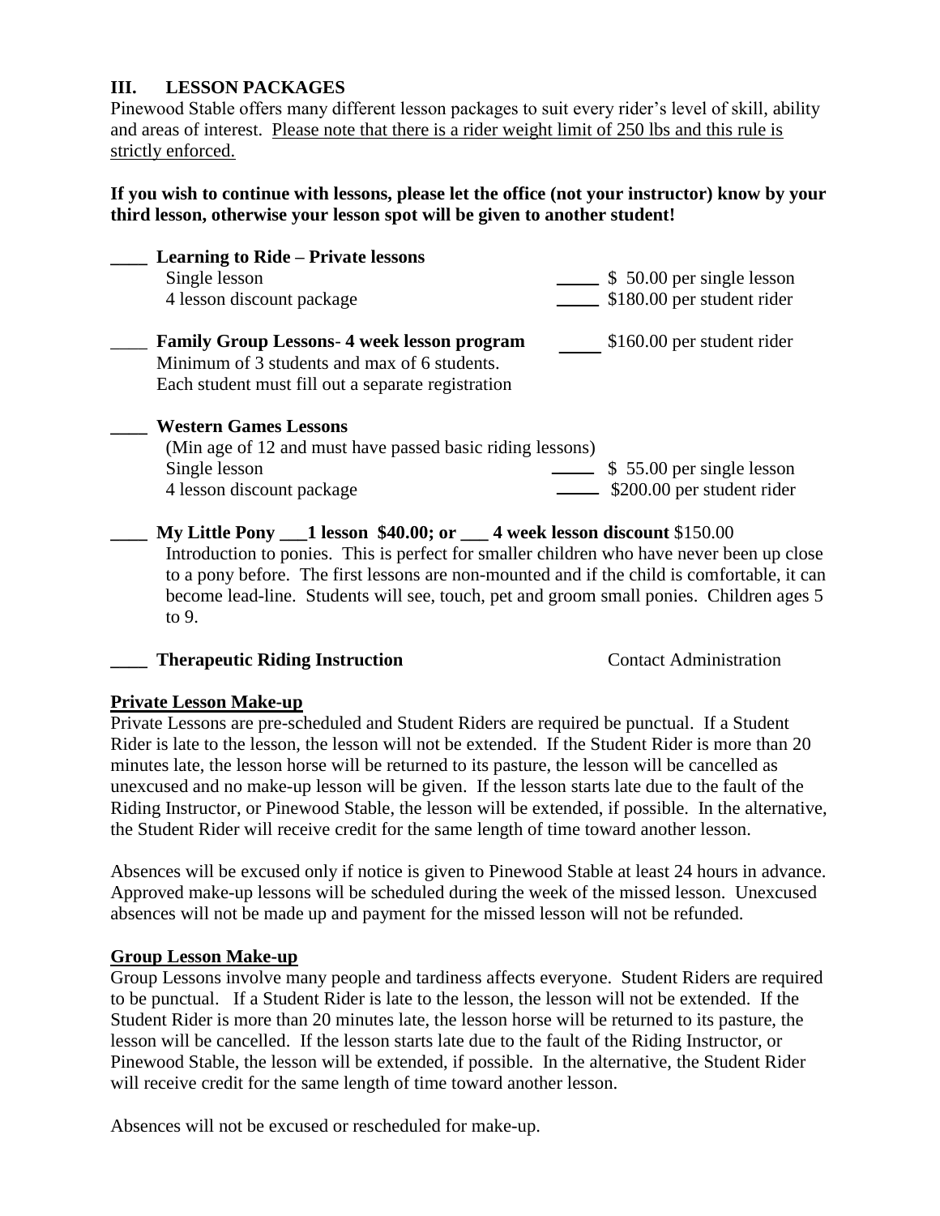## III. LESSON PACKAGES

Pinewood Stable offers many different lesson packages to suit every rider's level of skill, ability and areas of interest. <u>Please note that there is a rider weight limit of 250 lbs and this rule is strictly enforced.</u>

**If you wish to continue with lessons, please let the office (not your instructor) know by your third lesson, otherwise your lesson spot will be given to another student!**

____ **Learning to Ride – Private lessons**

Single lesson _____ $ 50.00 per single lesson

4 lesson discount package _____ $180.00 per student rider

____ **Family Group Lessons**- **4 week lesson program** _____ $160.00 per student rider

Minimum of 3 students and max of 6 students.

Each student must fill out a separate registration

____ **Western Games Lessons**

(Min age of 12 and must have passed basic riding lessons)

Single lesson _____ $ 55.00 per single lesson

4 lesson discount package _____ $200.00 per student rider

____ **My Little Pony ___1 lesson $40.00; or ___ 4 week lesson discount** $150.00

Introduction to ponies. This is perfect for smaller children who have never been up close to a pony before. The first lessons are non-mounted and if the child is comfortable, it can become lead-line. Students will see, touch, pet and groom small ponies. Children ages 5 to 9.

____ **Therapeutic Riding Instruction** Contact Administration

**<u>Private Lesson Make-up</u>**

Private Lessons are pre-scheduled and Student Riders are required be punctual. If a Student Rider is late to the lesson, the lesson will not be extended. If the Student Rider is more than 20 minutes late, the lesson horse will be returned to its pasture, the lesson will be cancelled as unexcused and no make-up lesson will be given. If the lesson starts late due to the fault of the Riding Instructor, or Pinewood Stable, the lesson will be extended, if possible. In the alternative, the Student Rider will receive credit for the same length of time toward another lesson.

Absences will be excused only if notice is given to Pinewood Stable at least 24 hours in advance. Approved make-up lessons will be scheduled during the week of the missed lesson. Unexcused absences will not be made up and payment for the missed lesson will not be refunded.

**<u>Group Lesson Make-up</u>**

Group Lessons involve many people and tardiness affects everyone. Student Riders are required to be punctual. If a Student Rider is late to the lesson, the lesson will not be extended. If the Student Rider is more than 20 minutes late, the lesson horse will be returned to its pasture, the lesson will be cancelled. If the lesson starts late due to the fault of the Riding Instructor, or Pinewood Stable, the lesson will be extended, if possible. In the alternative, the Student Rider will receive credit for the same length of time toward another lesson.

Absences will not be excused or rescheduled for make-up.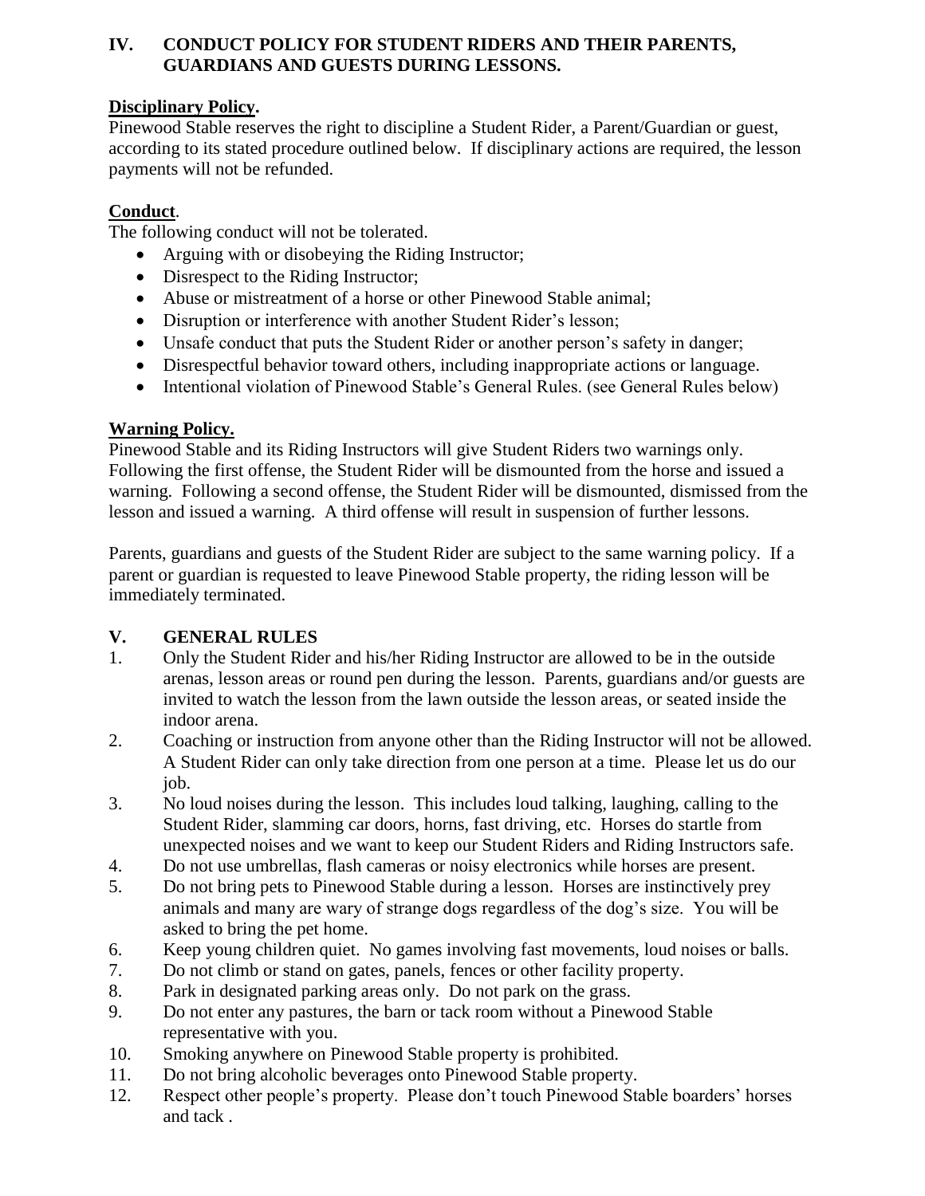## IV. CONDUCT POLICY FOR STUDENT RIDERS AND THEIR PARENTS, GUARDIANS AND GUESTS DURING LESSONS.

**Disciplinary Policy.**

Pinewood Stable reserves the right to discipline a Student Rider, a Parent/Guardian or guest, according to its stated procedure outlined below. If disciplinary actions are required, the lesson payments will not be refunded.

**Conduct**.

The following conduct will not be tolerated.

- Arguing with or disobeying the Riding Instructor;
- Disrespect to the Riding Instructor;
- Abuse or mistreatment of a horse or other Pinewood Stable animal;
- Disruption or interference with another Student Rider's lesson;
- Unsafe conduct that puts the Student Rider or another person's safety in danger;
- Disrespectful behavior toward others, including inappropriate actions or language.
- Intentional violation of Pinewood Stable's General Rules. (see General Rules below)

**Warning Policy.**

Pinewood Stable and its Riding Instructors will give Student Riders two warnings only. Following the first offense, the Student Rider will be dismounted from the horse and issued a warning. Following a second offense, the Student Rider will be dismounted, dismissed from the lesson and issued a warning. A third offense will result in suspension of further lessons.

Parents, guardians and guests of the Student Rider are subject to the same warning policy. If a parent or guardian is requested to leave Pinewood Stable property, the riding lesson will be immediately terminated.

## V. GENERAL RULES

1. Only the Student Rider and his/her Riding Instructor are allowed to be in the outside arenas, lesson areas or round pen during the lesson. Parents, guardians and/or guests are invited to watch the lesson from the lawn outside the lesson areas, or seated inside the indoor arena.
2. Coaching or instruction from anyone other than the Riding Instructor will not be allowed. A Student Rider can only take direction from one person at a time. Please let us do our job.
3. No loud noises during the lesson. This includes loud talking, laughing, calling to the Student Rider, slamming car doors, horns, fast driving, etc. Horses do startle from unexpected noises and we want to keep our Student Riders and Riding Instructors safe.
4. Do not use umbrellas, flash cameras or noisy electronics while horses are present.
5. Do not bring pets to Pinewood Stable during a lesson. Horses are instinctively prey animals and many are wary of strange dogs regardless of the dog's size. You will be asked to bring the pet home.
6. Keep young children quiet. No games involving fast movements, loud noises or balls.
7. Do not climb or stand on gates, panels, fences or other facility property.
8. Park in designated parking areas only. Do not park on the grass.
9. Do not enter any pastures, the barn or tack room without a Pinewood Stable representative with you.
10. Smoking anywhere on Pinewood Stable property is prohibited.
11. Do not bring alcoholic beverages onto Pinewood Stable property.
12. Respect other people's property. Please don't touch Pinewood Stable boarders' horses and tack .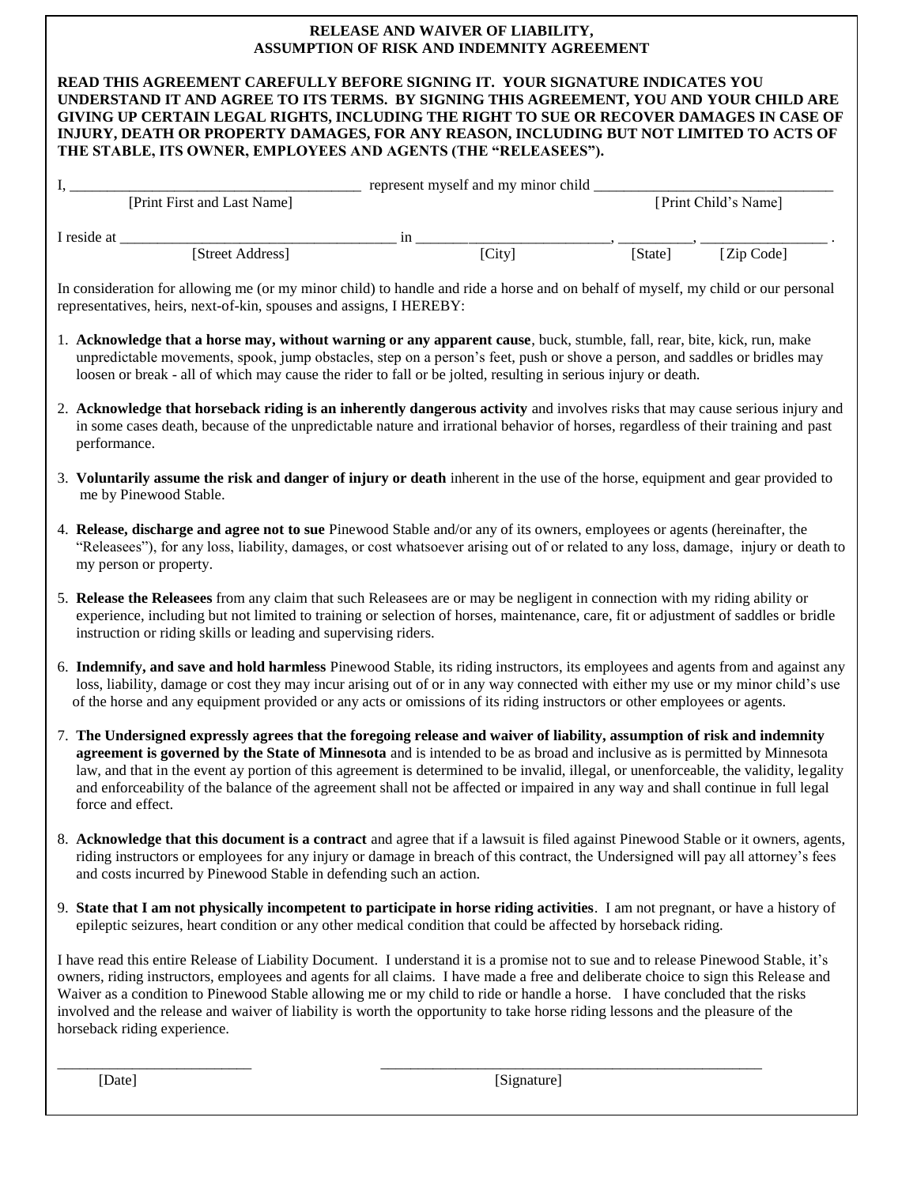**RELEASE AND WAIVER OF LIABILITY,**
**ASSUMPTION OF RISK AND INDEMNITY AGREEMENT**

**READ THIS AGREEMENT CAREFULLY BEFORE SIGNING IT. YOUR SIGNATURE INDICATES YOU UNDERSTAND IT AND AGREE TO ITS TERMS. BY SIGNING THIS AGREEMENT, YOU AND YOUR CHILD ARE GIVING UP CERTAIN LEGAL RIGHTS, INCLUDING THE RIGHT TO SUE OR RECOVER DAMAGES IN CASE OF INJURY, DEATH OR PROPERTY DAMAGES, FOR ANY REASON, INCLUDING BUT NOT LIMITED TO ACTS OF THE STABLE, ITS OWNER, EMPLOYEES AND AGENTS (THE "RELEASEES").**

I, ______________________________________ represent myself and my minor child ______________________________
[Print First and Last Name] [Print Child's Name]

I reside at ___________________________________ in _________________________, __________, _________________ .
[Street Address] [City] [State] [Zip Code]

In consideration for allowing me (or my minor child) to handle and ride a horse and on behalf of myself, my child or our personal representatives, heirs, next-of-kin, spouses and assigns, I HEREBY:

1. **Acknowledge that a horse may, without warning or any apparent cause**, buck, stumble, fall, rear, bite, kick, run, make unpredictable movements, spook, jump obstacles, step on a person's feet, push or shove a person, and saddles or bridles may loosen or break - all of which may cause the rider to fall or be jolted, resulting in serious injury or death.

2. **Acknowledge that horseback riding is an inherently dangerous activity** and involves risks that may cause serious injury and in some cases death, because of the unpredictable nature and irrational behavior of horses, regardless of their training and past performance.

3. **Voluntarily assume the risk and danger of injury or death** inherent in the use of the horse, equipment and gear provided to me by Pinewood Stable.

4. **Release, discharge and agree not to sue** Pinewood Stable and/or any of its owners, employees or agents (hereinafter, the "Releasees"), for any loss, liability, damages, or cost whatsoever arising out of or related to any loss, damage, injury or death to my person or property.

5. **Release the Releasees** from any claim that such Releasees are or may be negligent in connection with my riding ability or experience, including but not limited to training or selection of horses, maintenance, care, fit or adjustment of saddles or bridle instruction or riding skills or leading and supervising riders.

6. **Indemnify, and save and hold harmless** Pinewood Stable, its riding instructors, its employees and agents from and against any loss, liability, damage or cost they may incur arising out of or in any way connected with either my use or my minor child's use of the horse and any equipment provided or any acts or omissions of its riding instructors or other employees or agents.

7. **The Undersigned expressly agrees that the foregoing release and waiver of liability, assumption of risk and indemnity agreement is governed by the State of Minnesota** and is intended to be as broad and inclusive as is permitted by Minnesota law, and that in the event ay portion of this agreement is determined to be invalid, illegal, or unenforceable, the validity, legality and enforceability of the balance of the agreement shall not be affected or impaired in any way and shall continue in full legal force and effect.

8. **Acknowledge that this document is a contract** and agree that if a lawsuit is filed against Pinewood Stable or it owners, agents, riding instructors or employees for any injury or damage in breach of this contract, the Undersigned will pay all attorney's fees and costs incurred by Pinewood Stable in defending such an action.

9. **State that I am not physically incompetent to participate in horse riding activities**. I am not pregnant, or have a history of epileptic seizures, heart condition or any other medical condition that could be affected by horseback riding.

I have read this entire Release of Liability Document. I understand it is a promise not to sue and to release Pinewood Stable, it's owners, riding instructors, employees and agents for all claims. I have made a free and deliberate choice to sign this Release and Waiver as a condition to Pinewood Stable allowing me or my child to ride or handle a horse. I have concluded that the risks involved and the release and waiver of liability is worth the opportunity to take horse riding lessons and the pleasure of the horseback riding experience.

__________________________ ____________________________________________________
[Date] [Signature]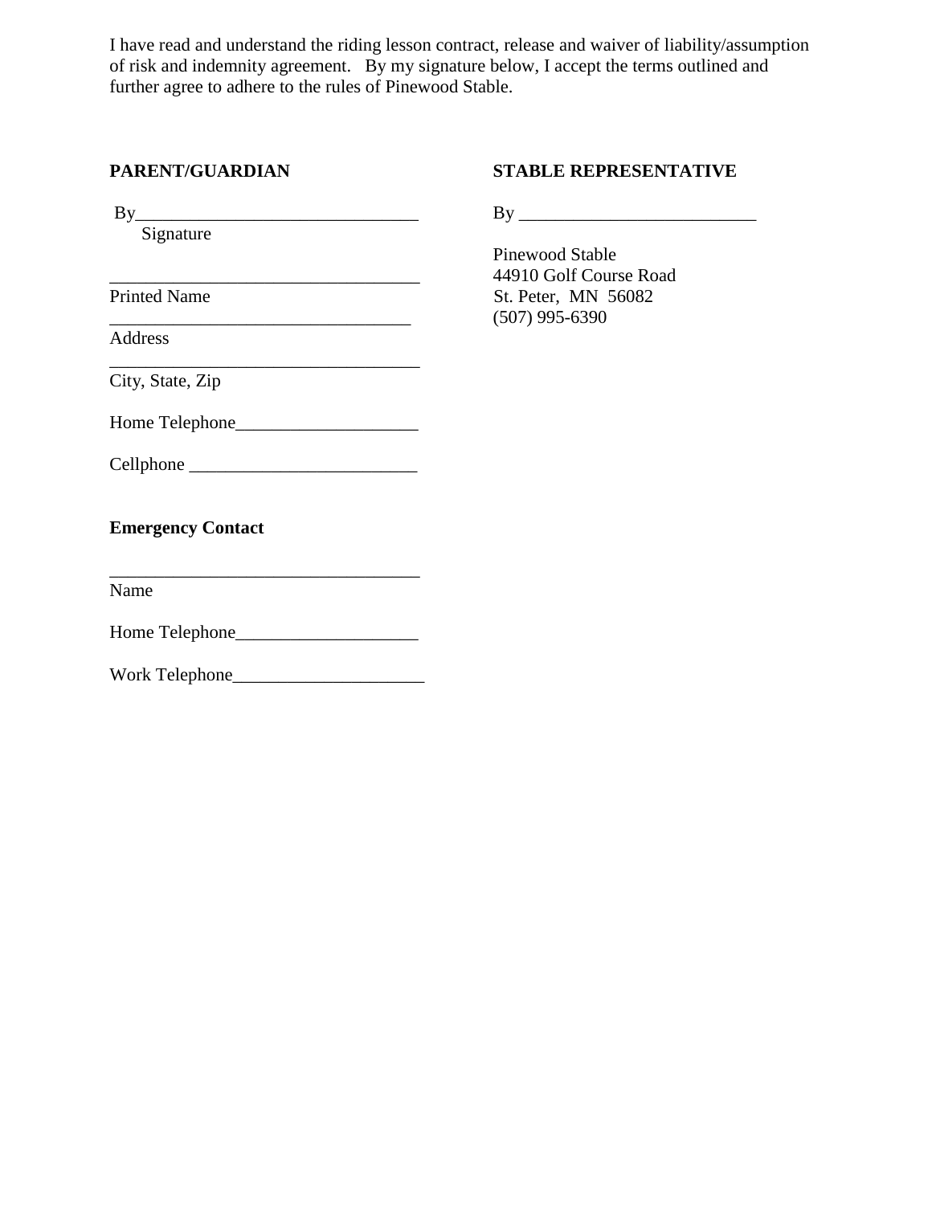I have read and understand the riding lesson contract, release and waiver of liability/assumption of risk and indemnity agreement. By my signature below, I accept the terms outlined and further agree to adhere to the rules of Pinewood Stable.

**PARENT/GUARDIAN**

By_______________________________
Signature

__________________________________
Printed Name

_________________________________
Address

__________________________________
City, State, Zip

Home Telephone____________________

Cellphone _________________________

**Emergency Contact**

__________________________________
Name

Home Telephone____________________

Work Telephone_____________________

**STABLE REPRESENTATIVE**

By __________________________

Pinewood Stable
44910 Golf Course Road
St. Peter, MN 56082
(507) 995-6390